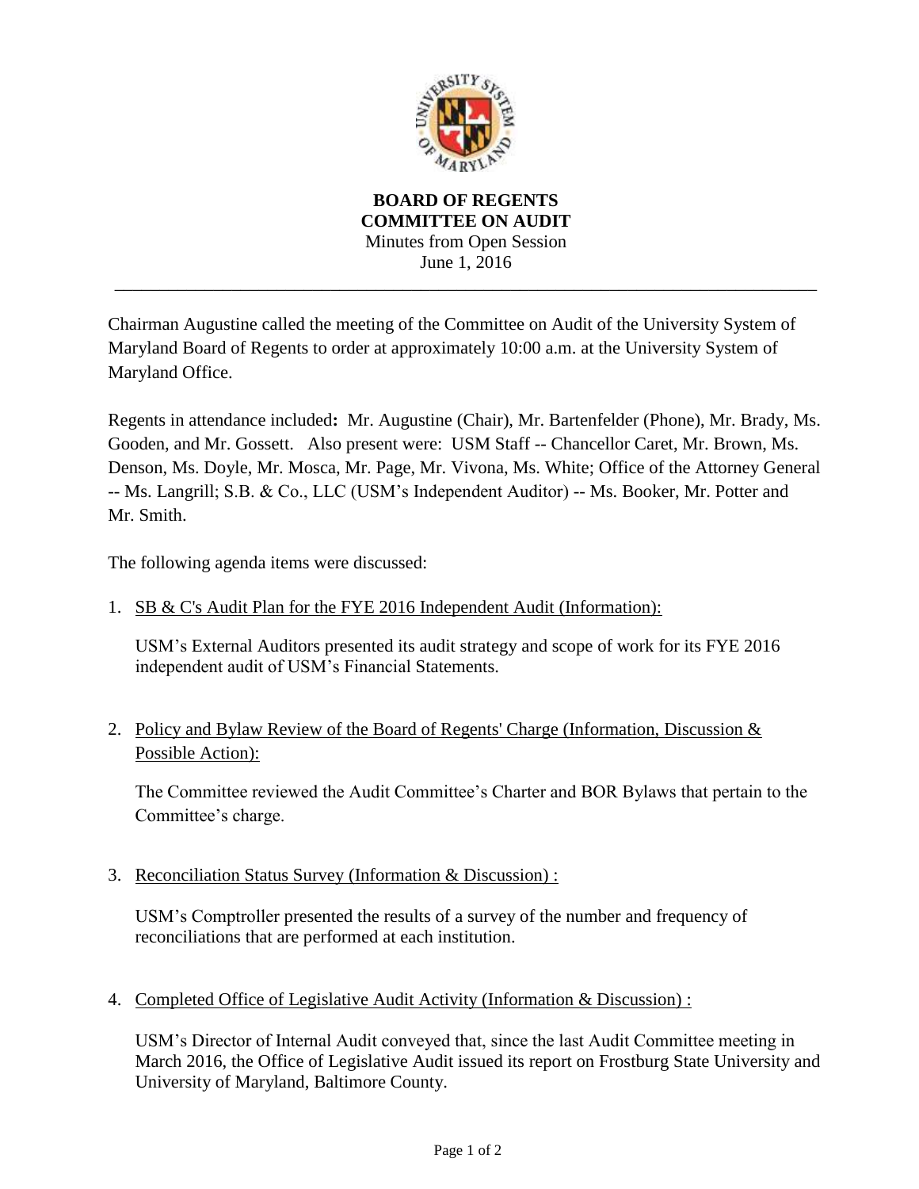**BOARD OF REGENTS**
**COMMITTEE ON AUDIT**
Minutes from Open Session
June 1, 2016

---

Chairman Augustine called the meeting of the Committee on Audit of the University System of Maryland Board of Regents to order at approximately 10:00 a.m. at the University System of Maryland Office.

Regents in attendance included**:** Mr. Augustine (Chair), Mr. Bartenfelder (Phone), Mr. Brady, Ms. Gooden, and Mr. Gossett. Also present were: USM Staff -- Chancellor Caret, Mr. Brown, Ms. Denson, Ms. Doyle, Mr. Mosca, Mr. Page, Mr. Vivona, Ms. White; Office of the Attorney General -- Ms. Langrill; S.B. & Co., LLC (USM's Independent Auditor) -- Ms. Booker, Mr. Potter and Mr. Smith.

The following agenda items were discussed:

1. <u>SB & C's Audit Plan for the FYE 2016 Independent Audit (Information):</u>

   USM's External Auditors presented its audit strategy and scope of work for its FYE 2016 independent audit of USM's Financial Statements.

2. <u>Policy and Bylaw Review of the Board of Regents' Charge (Information, Discussion & Possible Action):</u>

   The Committee reviewed the Audit Committee's Charter and BOR Bylaws that pertain to the Committee's charge.

3. <u>Reconciliation Status Survey (Information & Discussion) :</u>

   USM's Comptroller presented the results of a survey of the number and frequency of reconciliations that are performed at each institution.

4. <u>Completed Office of Legislative Audit Activity (Information & Discussion) :</u>

   USM's Director of Internal Audit conveyed that, since the last Audit Committee meeting in March 2016, the Office of Legislative Audit issued its report on Frostburg State University and University of Maryland, Baltimore County.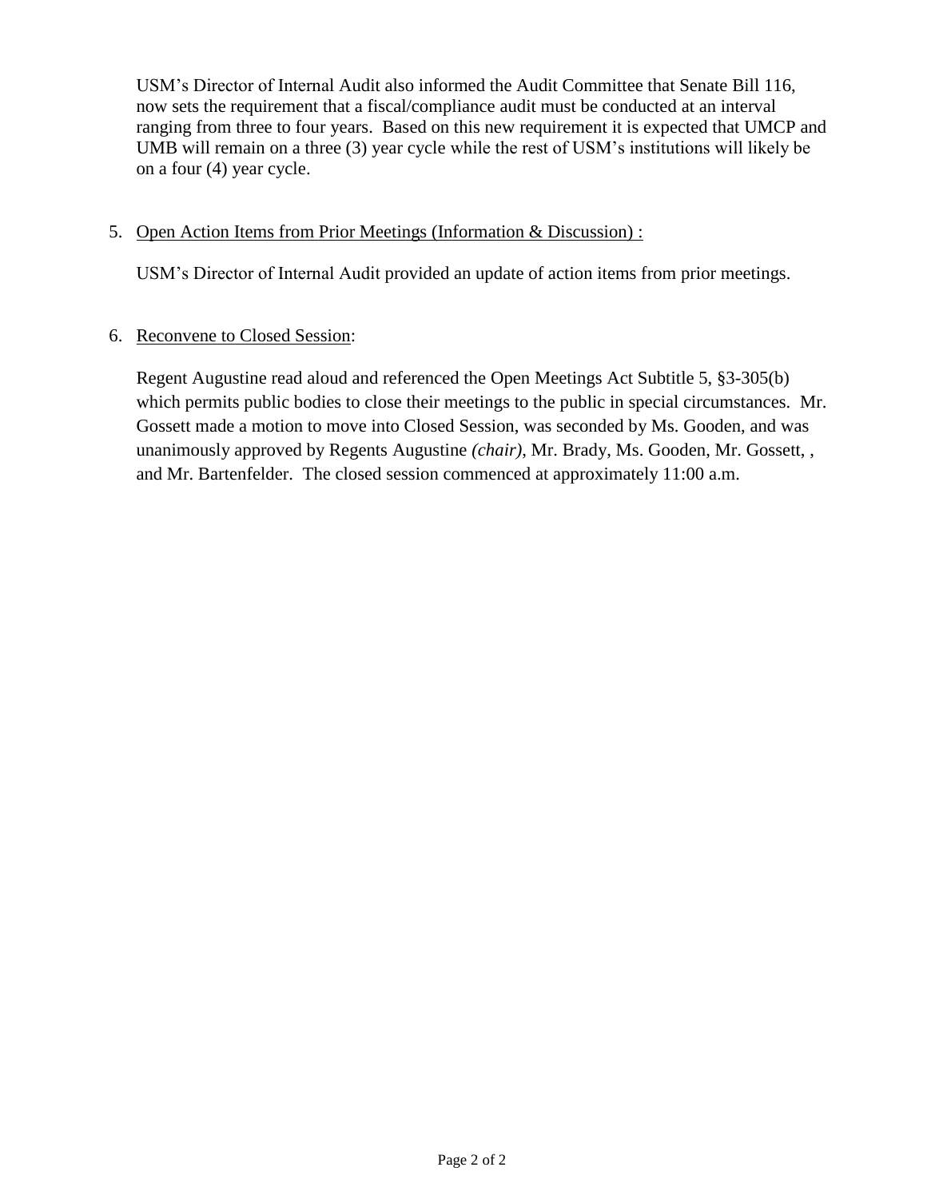USM's Director of Internal Audit also informed the Audit Committee that Senate Bill 116, now sets the requirement that a fiscal/compliance audit must be conducted at an interval ranging from three to four years. Based on this new requirement it is expected that UMCP and UMB will remain on a three (3) year cycle while the rest of USM's institutions will likely be on a four (4) year cycle.

5. Open Action Items from Prior Meetings (Information & Discussion) :

   USM's Director of Internal Audit provided an update of action items from prior meetings.

6. Reconvene to Closed Session:

   Regent Augustine read aloud and referenced the Open Meetings Act Subtitle 5, §3-305(b) which permits public bodies to close their meetings to the public in special circumstances. Mr. Gossett made a motion to move into Closed Session, was seconded by Ms. Gooden, and was unanimously approved by Regents Augustine *(chair)*, Mr. Brady, Ms. Gooden, Mr. Gossett, , and Mr. Bartenfelder. The closed session commenced at approximately 11:00 a.m.